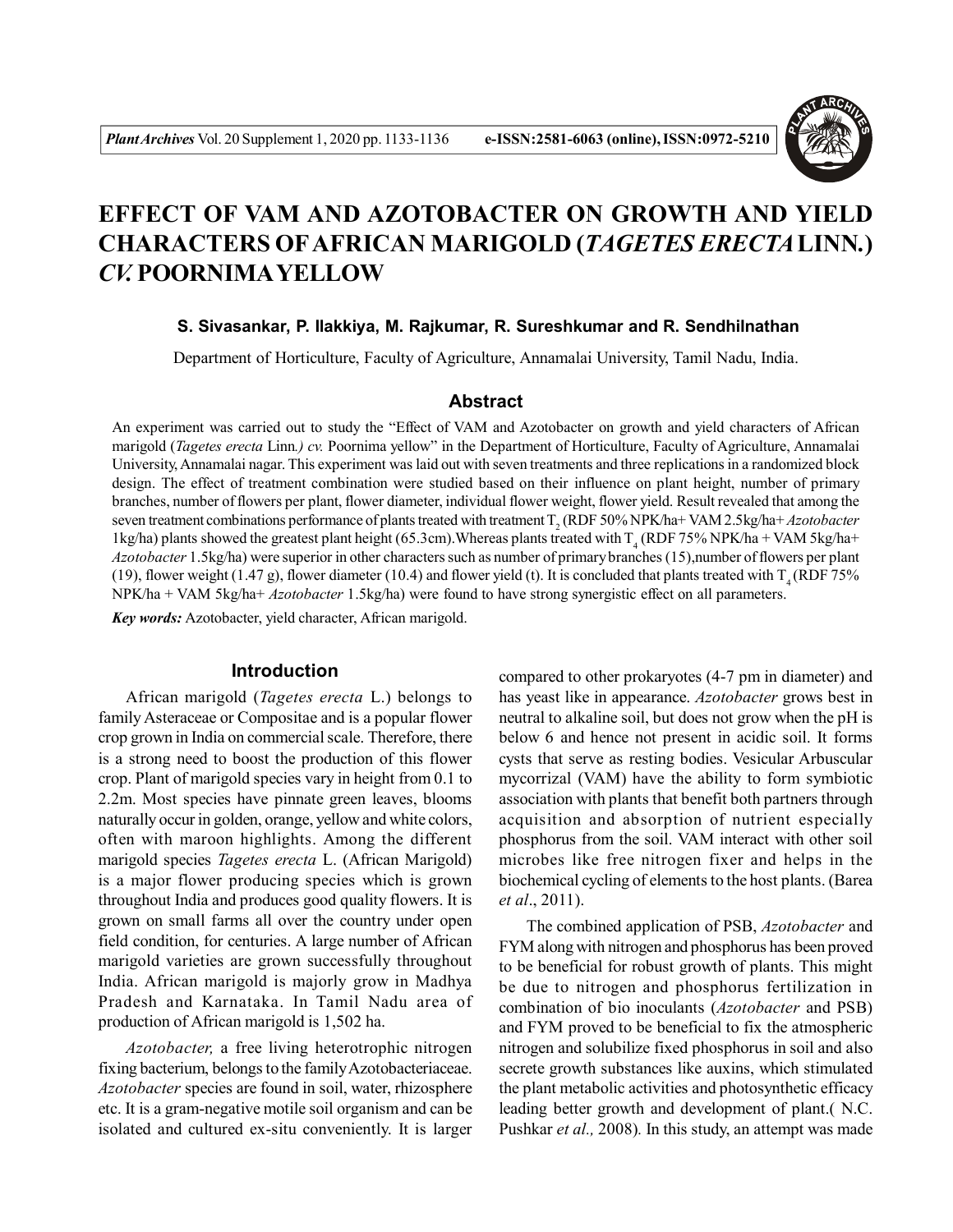# EFFECT OF VAM AND AZOTOBACTER ON GROWTH AND YIELD CHARACTERS OF AFRICAN MARIGOLD (*TAGETES ERECTA* LINN.) *CV.* POORNIMA YELLOW

**S. Sivasankar, P. Ilakkiya, M. Rajkumar, R. Sureshkumar and R. Sendhilnathan**

Department of Horticulture, Faculty of Agriculture, Annamalai University, Tamil Nadu, India.

## Abstract

An experiment was carried out to study the "Effect of VAM and Azotobacter on growth and yield characters of African marigold (*Tagetes erecta* Linn.) *cv.* Poornima yellow" in the Department of Horticulture, Faculty of Agriculture, Annamalai University, Annamalai nagar. This experiment was laid out with seven treatments and three replications in a randomized block design. The effect of treatment combination were studied based on their influence on plant height, number of primary branches, number of flowers per plant, flower diameter, individual flower weight, flower yield. Result revealed that among the seven treatment combinations performance of plants treated with treatment $T_2$ (RDF 50% NPK/ha+ VAM 2.5kg/ha+ *Azotobacter* 1kg/ha) plants showed the greatest plant height (65.3cm).Whereas plants treated with $T_4$ (RDF 75% NPK/ha + VAM 5kg/ha+ *Azotobacter* 1.5kg/ha) were superior in other characters such as number of primary branches (15),number of flowers per plant (19), flower weight (1.47 g), flower diameter (10.4) and flower yield (t). It is concluded that plants treated with $T_4$ (RDF 75% NPK/ha + VAM 5kg/ha+ *Azotobacter* 1.5kg/ha) were found to have strong synergistic effect on all parameters.

***Key words:*** Azotobacter, yield character, African marigold.

## Introduction

African marigold (*Tagetes erecta* L.) belongs to family Asteraceae or Compositae and is a popular flower crop grown in India on commercial scale. Therefore, there is a strong need to boost the production of this flower crop. Plant of marigold species vary in height from 0.1 to 2.2m. Most species have pinnate green leaves, blooms naturally occur in golden, orange, yellow and white colors, often with maroon highlights. Among the different marigold species *Tagetes erecta* L. (African Marigold) is a major flower producing species which is grown throughout India and produces good quality flowers. It is grown on small farms all over the country under open field condition, for centuries. A large number of African marigold varieties are grown successfully throughout India. African marigold is majorly grow in Madhya Pradesh and Karnataka. In Tamil Nadu area of production of African marigold is 1,502 ha.

*Azotobacter,* a free living heterotrophic nitrogen fixing bacterium, belongs to the family Azotobacteriaceae. *Azotobacter* species are found in soil, water, rhizosphere etc. It is a gram-negative motile soil organism and can be isolated and cultured ex-situ conveniently. It is larger compared to other prokaryotes (4-7 pm in diameter) and has yeast like in appearance. *Azotobacter* grows best in neutral to alkaline soil, but does not grow when the pH is below 6 and hence not present in acidic soil. It forms cysts that serve as resting bodies. Vesicular Arbuscular mycorrizal (VAM) have the ability to form symbiotic association with plants that benefit both partners through acquisition and absorption of nutrient especially phosphorus from the soil. VAM interact with other soil microbes like free nitrogen fixer and helps in the biochemical cycling of elements to the host plants. (Barea *et al*., 2011).

The combined application of PSB, *Azotobacter* and FYM along with nitrogen and phosphorus has been proved to be beneficial for robust growth of plants. This might be due to nitrogen and phosphorus fertilization in combination of bio inoculants (*Azotobacter* and PSB) and FYM proved to be beneficial to fix the atmospheric nitrogen and solubilize fixed phosphorus in soil and also secrete growth substances like auxins, which stimulated the plant metabolic activities and photosynthetic efficacy leading better growth and development of plant.( N.C. Pushkar *et al.,* 2008). In this study, an attempt was made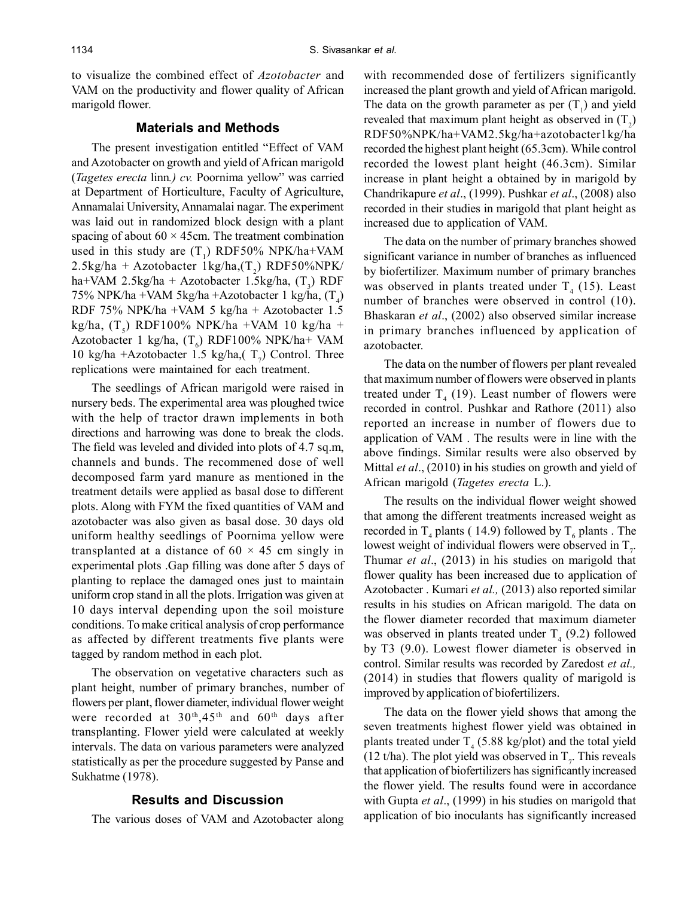to visualize the combined effect of *Azotobacter* and VAM on the productivity and flower quality of African marigold flower.

## Materials and Methods

The present investigation entitled "Effect of VAM and Azotobacter on growth and yield of African marigold (*Tagetes erecta* linn*.) cv.* Poornima yellow" was carried at Department of Horticulture, Faculty of Agriculture, Annamalai University, Annamalai nagar. The experiment was laid out in randomized block design with a plant spacing of about 60 × 45cm. The treatment combination used in this study are ($T_1$) RDF50% NPK/ha+VAM 2.5kg/ha + Azotobacter 1kg/ha,($T_2$) RDF50%NPK/ha+VAM 2.5kg/ha + Azotobacter 1.5kg/ha, ($T_3$) RDF 75% NPK/ha +VAM 5kg/ha +Azotobacter 1 kg/ha, ($T_4$) RDF 75% NPK/ha +VAM 5 kg/ha + Azotobacter 1.5 kg/ha, ($T_5$) RDF100% NPK/ha +VAM 10 kg/ha + Azotobacter 1 kg/ha, ($T_6$) RDF100% NPK/ha+ VAM 10 kg/ha +Azotobacter 1.5 kg/ha,( $T_7$) Control. Three replications were maintained for each treatment.

The seedlings of African marigold were raised in nursery beds. The experimental area was ploughed twice with the help of tractor drawn implements in both directions and harrowing was done to break the clods. The field was leveled and divided into plots of 4.7 sq.m, channels and bunds. The recommened dose of well decomposed farm yard manure as mentioned in the treatment details were applied as basal dose to different plots. Along with FYM the fixed quantities of VAM and azotobacter was also given as basal dose. 30 days old uniform healthy seedlings of Poornima yellow were transplanted at a distance of 60 × 45 cm singly in experimental plots .Gap filling was done after 5 days of planting to replace the damaged ones just to maintain uniform crop stand in all the plots. Irrigation was given at 10 days interval depending upon the soil moisture conditions. To make critical analysis of crop performance as affected by different treatments five plants were tagged by random method in each plot.

The observation on vegetative characters such as plant height, number of primary branches, number of flowers per plant, flower diameter, individual flower weight were recorded at $30^{th}$,$45^{th}$ and $60^{th}$ days after transplanting. Flower yield were calculated at weekly intervals. The data on various parameters were analyzed statistically as per the procedure suggested by Panse and Sukhatme (1978).

## Results and Discussion

The various doses of VAM and Azotobacter along with recommended dose of fertilizers significantly increased the plant growth and yield of African marigold. The data on the growth parameter as per ($T_1$) and yield revealed that maximum plant height as observed in ($T_2$) RDF50%NPK/ha+VAM2.5kg/ha+azotobacter1kg/ha recorded the highest plant height (65.3cm). While control recorded the lowest plant height (46.3cm). Similar increase in plant height a obtained by in marigold by Chandrikapure *et al*., (1999). Pushkar *et al*., (2008) also recorded in their studies in marigold that plant height as increased due to application of VAM.

The data on the number of primary branches showed significant variance in number of branches as influenced by biofertilizer. Maximum number of primary branches was observed in plants treated under $T_4$ (15). Least number of branches were observed in control (10). Bhaskaran *et al*., (2002) also observed similar increase in primary branches influenced by application of azotobacter.

The data on the number of flowers per plant revealed that maximum number of flowers were observed in plants treated under $T_4$ (19). Least number of flowers were recorded in control. Pushkar and Rathore (2011) also reported an increase in number of flowers due to application of VAM . The results were in line with the above findings. Similar results were also observed by Mittal *et al*., (2010) in his studies on growth and yield of African marigold (*Tagetes erecta* L.).

The results on the individual flower weight showed that among the different treatments increased weight as recorded in $T_4$ plants ( 14.9) followed by $T_6$ plants . The lowest weight of individual flowers were observed in $T_7$. Thumar *et al*., (2013) in his studies on marigold that flower quality has been increased due to application of Azotobacter . Kumari *et al.,* (2013) also reported similar results in his studies on African marigold. The data on the flower diameter recorded that maximum diameter was observed in plants treated under $T_4$ (9.2) followed by T3 (9.0). Lowest flower diameter is observed in control. Similar results was recorded by Zaredost *et al.,* (2014) in studies that flowers quality of marigold is improved by application of biofertilizers.

The data on the flower yield shows that among the seven treatments highest flower yield was obtained in plants treated under $T_4$ (5.88 kg/plot) and the total yield (12 t/ha). The plot yield was observed in $T_7$. This reveals that application of biofertilizers has significantly increased the flower yield. The results found were in accordance with Gupta *et al*., (1999) in his studies on marigold that application of bio inoculants has significantly increased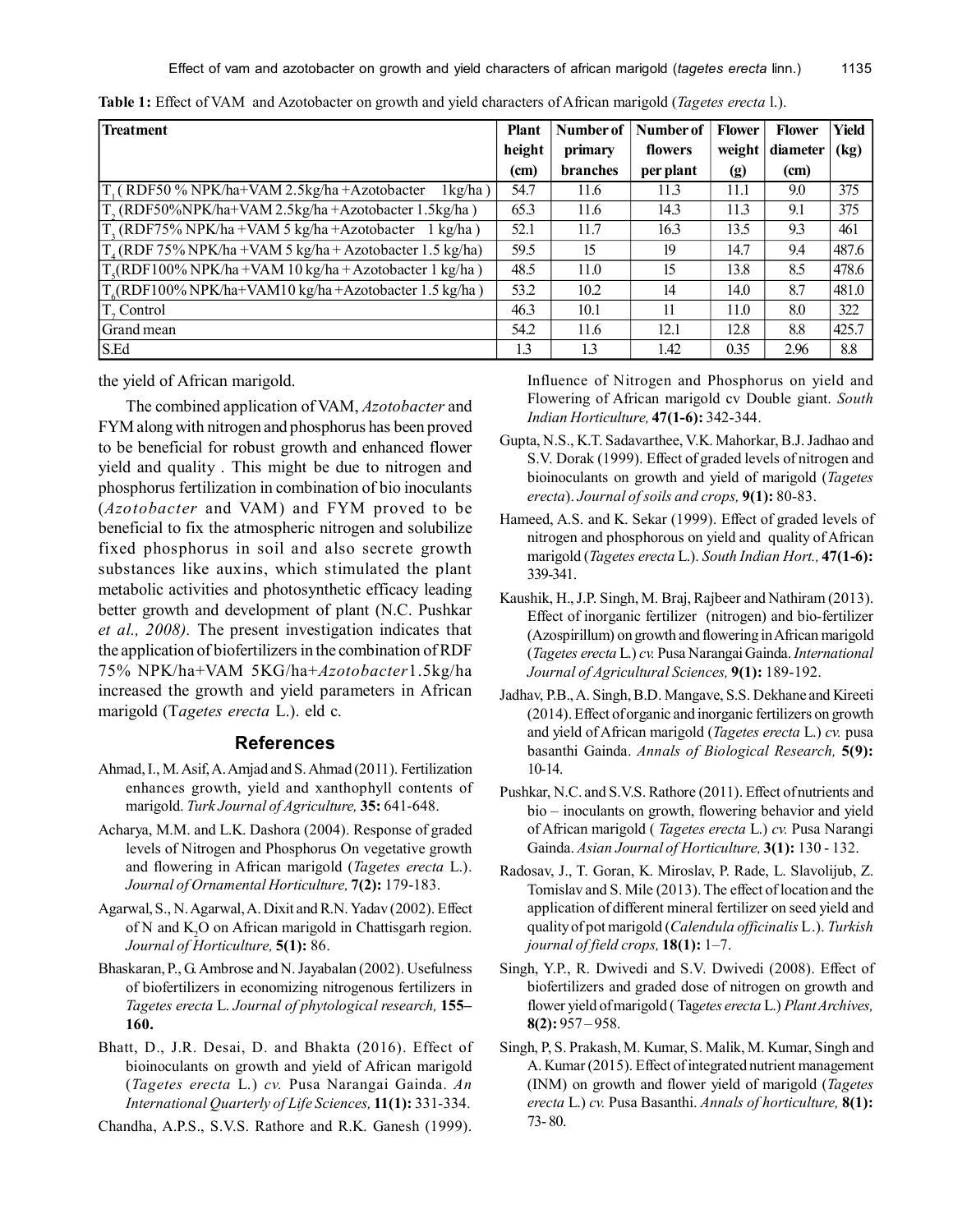**Table 1:** Effect of VAM and Azotobacter on growth and yield characters of African marigold (*Tagetes erecta* l.).

| Treatment | Plant height (cm) | Number of primary branches | Number of flowers per plant | Flower weight (g) | Flower diameter (cm) | Yield (kg) |
|---|---|---|---|---|---|---|
| $T_1$ ( RDF50 % NPK/ha+VAM 2.5kg/ha +Azotobacter 1kg/ha ) | 54.7 | 11.6 | 11.3 | 11.1 | 9.0 | 375 |
| $T_2$ (RDF50%NPK/ha+VAM 2.5kg/ha +Azotobacter 1.5kg/ha ) | 65.3 | 11.6 | 14.3 | 11.3 | 9.1 | 375 |
| $T_3$ (RDF75% NPK/ha +VAM 5 kg/ha +Azotobacter 1 kg/ha ) | 52.1 | 11.7 | 16.3 | 13.5 | 9.3 | 461 |
| $T_4$ (RDF 75% NPK/ha +VAM 5 kg/ha + Azotobacter 1.5 kg/ha) | 59.5 | 15 | 19 | 14.7 | 9.4 | 487.6 |
| $T_5$(RDF100% NPK/ha +VAM 10 kg/ha + Azotobacter 1 kg/ha ) | 48.5 | 11.0 | 15 | 13.8 | 8.5 | 478.6 |
| $T_6$(RDF100% NPK/ha+VAM10 kg/ha +Azotobacter 1.5 kg/ha ) | 53.2 | 10.2 | 14 | 14.0 | 8.7 | 481.0 |
| $T_7$ Control | 46.3 | 10.1 | 11 | 11.0 | 8.0 | 322 |
| Grand mean | 54.2 | 11.6 | 12.1 | 12.8 | 8.8 | 425.7 |
| S.Ed | 1.3 | 1.3 | 1.42 | 0.35 | 2.96 | 8.8 |

the yield of African marigold.

The combined application of VAM, *Azotobacter* and FYM along with nitrogen and phosphorus has been proved to be beneficial for robust growth and enhanced flower yield and quality . This might be due to nitrogen and phosphorus fertilization in combination of bio inoculants (*Azotobacter* and VAM) and FYM proved to be beneficial to fix the atmospheric nitrogen and solubilize fixed phosphorus in soil and also secrete growth substances like auxins, which stimulated the plant metabolic activities and photosynthetic efficacy leading better growth and development of plant (N.C. Pushkar *et al., 2008).* The present investigation indicates that the application of biofertilizers in the combination of RDF 75% NPK/ha+VAM 5KG/ha+*Azotobacter*1.5kg/ha increased the growth and yield parameters in African marigold (T*agetes erecta* L.). eld c.

## References

Ahmad, I., M. Asif, A. Amjad and S. Ahmad (2011). Fertilization enhances growth, yield and xanthophyll contents of marigold. *Turk Journal of Agriculture,* **35:** 641-648.

Acharya, M.M. and L.K. Dashora (2004). Response of graded levels of Nitrogen and Phosphorus On vegetative growth and flowering in African marigold (*Tagetes erecta* L.). *Journal of Ornamental Horticulture,* **7(2):** 179-183.

Agarwal, S., N. Agarwal, A. Dixit and R.N. Yadav (2002). Effect of N and $K_2O$ on African marigold in Chattisgarh region. *Journal of Horticulture,* **5(1):** 86.

Bhaskaran, P., G. Ambrose and N. Jayabalan (2002). Usefulness of biofertilizers in economizing nitrogenous fertilizers in *Tagetes erecta* L. *Journal of phytological research,* **155–160.**

Bhatt, D., J.R. Desai, D. and Bhakta (2016). Effect of bioinoculants on growth and yield of African marigold (*Tagetes erecta* L.) *cv.* Pusa Narangai Gainda. *An International Quarterly of Life Sciences,* **11(1):** 331-334.

Chandha, A.P.S., S.V.S. Rathore and R.K. Ganesh (1999). Influence of Nitrogen and Phosphorus on yield and Flowering of African marigold cv Double giant. *South Indian Horticulture,* **47(1-6):** 342-344.

Gupta, N.S., K.T. Sadavarthee, V.K. Mahorkar, B.J. Jadhao and S.V. Dorak (1999). Effect of graded levels of nitrogen and bioinoculants on growth and yield of marigold (*Tagetes erecta*). *Journal of soils and crops,* **9(1):** 80-83.

Hameed, A.S. and K. Sekar (1999). Effect of graded levels of nitrogen and phosphorous on yield and quality of African marigold (*Tagetes erecta* L.). *South Indian Hort.,* **47(1-6):** 339-341.

Kaushik, H., J.P. Singh, M. Braj, Rajbeer and Nathiram (2013). Effect of inorganic fertilizer (nitrogen) and bio-fertilizer (Azospirillum) on growth and flowering in African marigold (*Tagetes erecta* L.) *cv.* Pusa Narangai Gainda. *International Journal of Agricultural Sciences,* **9(1):** 189-192.

Jadhav, P.B., A. Singh, B.D. Mangave, S.S. Dekhane and Kireeti (2014). Effect of organic and inorganic fertilizers on growth and yield of African marigold (*Tagetes erecta* L.) *cv.* pusa basanthi Gainda. *Annals of Biological Research,* **5(9):** 10-14.

Pushkar, N.C. and S.V.S. Rathore (2011). Effect of nutrients and bio – inoculants on growth, flowering behavior and yield of African marigold ( *Tagetes erecta* L.) *cv.* Pusa Narangi Gainda. *Asian Journal of Horticulture,* **3(1):** 130 - 132.

Radosav, J., T. Goran, K. Miroslav, P. Rade, L. Slavolijub, Z. Tomislav and S. Mile (2013). The effect of location and the application of different mineral fertilizer on seed yield and quality of pot marigold (*Calendula officinalis* L.). *Turkish journal of field crops,* **18(1):** 1–7.

Singh, Y.P., R. Dwivedi and S.V. Dwivedi (2008). Effect of biofertilizers and graded dose of nitrogen on growth and flower yield of marigold ( Ta*getes erecta* L.) *Plant Archives,* **8(2):** 957 – 958.

Singh, P, S. Prakash, M. Kumar, S. Malik, M. Kumar, Singh and A. Kumar (2015). Effect of integrated nutrient management (INM) on growth and flower yield of marigold (*Tagetes erecta* L.) *cv.* Pusa Basanthi. *Annals of horticulture,* **8(1):** 73- 80.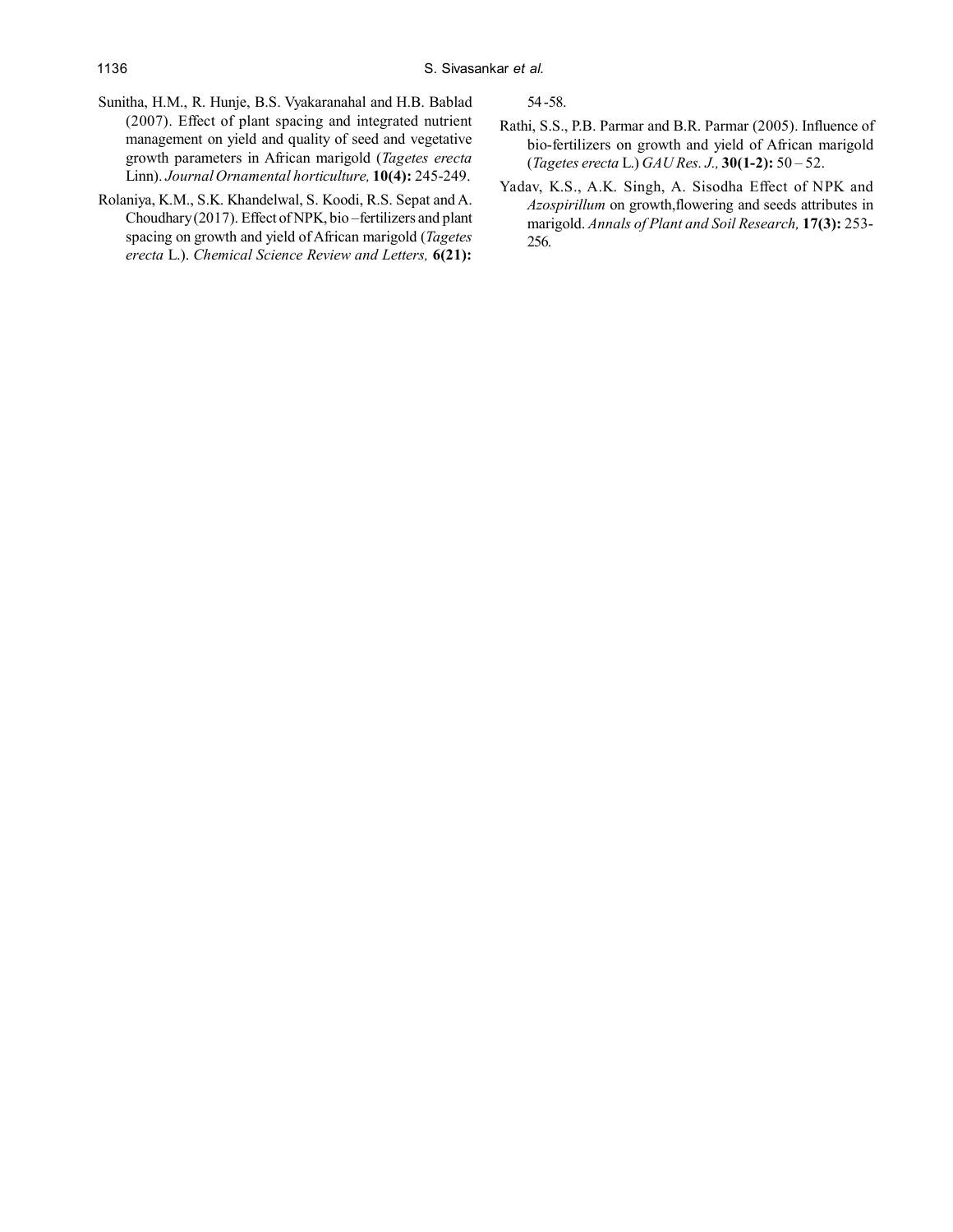Sunitha, H.M., R. Hunje, B.S. Vyakaranahal and H.B. Bablad (2007). Effect of plant spacing and integrated nutrient management on yield and quality of seed and vegetative growth parameters in African marigold (*Tagetes erecta* Linn). *Journal Ornamental horticulture,* **10(4):** 245-249.

Rolaniya, K.M., S.K. Khandelwal, S. Koodi, R.S. Sepat and A. Choudhary (2017). Effect of NPK, bio –fertilizers and plant spacing on growth and yield of African marigold (*Tagetes erecta* L.). *Chemical Science Review and Letters,* **6(21):** 54-58.

Rathi, S.S., P.B. Parmar and B.R. Parmar (2005). Influence of bio-fertilizers on growth and yield of African marigold (*Tagetes erecta* L.) *GAU Res. J.,* **30(1-2):** 50 – 52.

Yadav, K.S., A.K. Singh, A. Sisodha Effect of NPK and *Azospirillum* on growth,flowering and seeds attributes in marigold. *Annals of Plant and Soil Research,* **17(3):** 253-256.